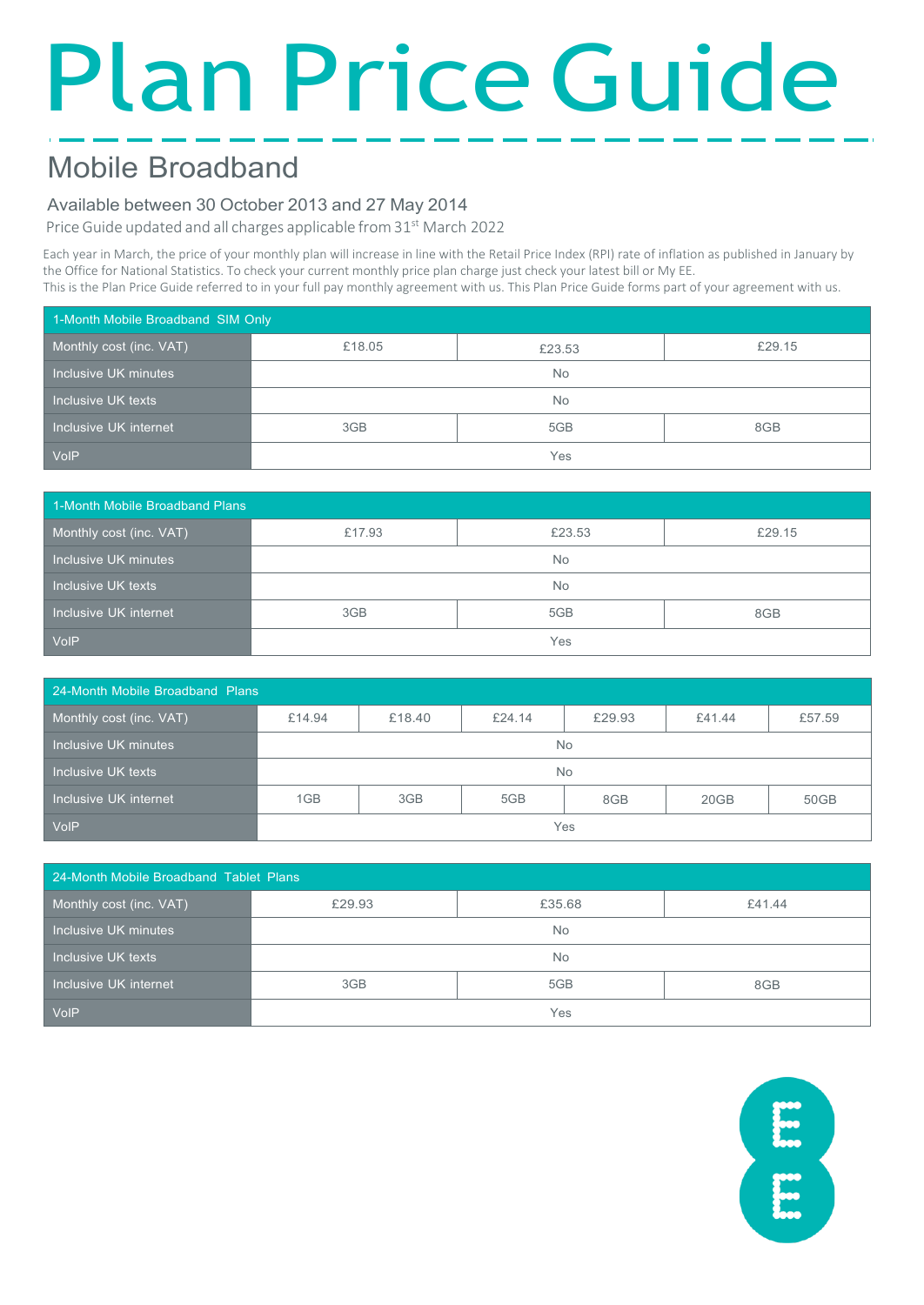# Plan Price Guide

## Mobile Broadband

### Available between 30 October 2013 and 27 May 2014

Price Guide updated and all charges applicable from 31st March 2022

Each year in March, the price of your monthly plan will increase in line with the Retail Price Index (RPI) rate of inflation as published in January by the Office for National Statistics. To check your current monthly price plan charge just check your latest bill or My EE.
This is the Plan Price Guide referred to in your full pay monthly agreement with us. This Plan Price Guide forms part of your agreement with us.

| 1-Month Mobile Broadband SIM Only | | | |
|---|---|---|---|
| Monthly cost (inc. VAT) | £18.05 | £23.53 | £29.15 |
| Inclusive UK minutes | No | | |
| Inclusive UK texts | No | | |
| Inclusive UK internet | 3GB | 5GB | 8GB |
| VoIP | Yes | | |

| 1-Month Mobile Broadband Plans | | | |
|---|---|---|---|
| Monthly cost (inc. VAT) | £17.93 | £23.53 | £29.15 |
| Inclusive UK minutes | No | | |
| Inclusive UK texts | No | | |
| Inclusive UK internet | 3GB | 5GB | 8GB |
| VoIP | Yes | | |

| 24-Month Mobile Broadband Plans | | | | | | |
|---|---|---|---|---|---|---|
| Monthly cost (inc. VAT) | £14.94 | £18.40 | £24.14 | £29.93 | £41.44 | £57.59 |
| Inclusive UK minutes | No | | | | | |
| Inclusive UK texts | No | | | | | |
| Inclusive UK internet | 1GB | 3GB | 5GB | 8GB | 20GB | 50GB |
| VoIP | Yes | | | | | |

| 24-Month Mobile Broadband Tablet Plans | | | |
|---|---|---|---|
| Monthly cost (inc. VAT) | £29.93 | £35.68 | £41.44 |
| Inclusive UK minutes | No | | |
| Inclusive UK texts | No | | |
| Inclusive UK internet | 3GB | 5GB | 8GB |
| VoIP | Yes | | |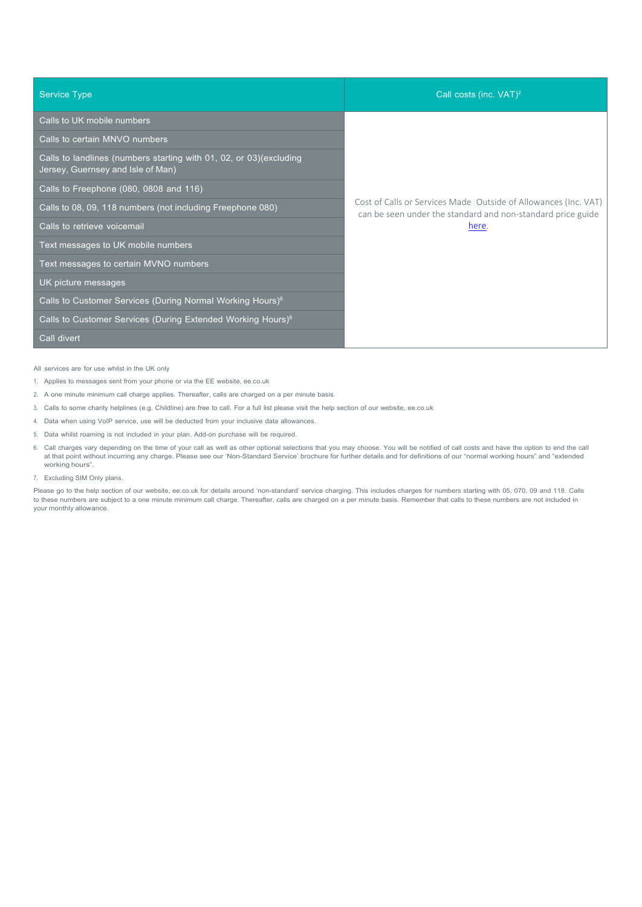| Service Type | Call costs (inc. VAT)[2] |
|---|---|
| Calls to UK mobile numbers | Cost of Calls or Services Made Outside of Allowances (Inc. VAT) can be seen under the standard and non-standard price guide here. |
| Calls to certain MNVO numbers | |
| Calls to landlines (numbers starting with 01, 02, or 03)(excluding Jersey, Guernsey and Isle of Man) | |
| Calls to Freephone (080, 0808 and 116) | |
| Calls to 08, 09, 118 numbers (not including Freephone 080) | |
| Calls to retrieve voicemail | |
| Text messages to UK mobile numbers | |
| Text messages to certain MVNO numbers | |
| UK picture messages | |
| Calls to Customer Services (During Normal Working Hours)[6] | |
| Calls to Customer Services (During Extended Working Hours)[6] | |
| Call divert | |

All services are for use whilst in the UK only

1. Applies to messages sent from your phone or via the EE website, ee.co.uk
2. A one minute minimum call charge applies. Thereafter, calls are charged on a per minute basis.
3. Calls to some charity helplines (e.g. Childline) are free to call. For a full list please visit the help section of our website, ee.co.uk
4. Data when using VoIP service, use will be deducted from your inclusive data allowances.
5. Data whilst roaming is not included in your plan. Add-on purchase will be required.
6. Call charges vary depending on the time of your call as well as other optional selections that you may choose. You will be notified of call costs and have the option to end the call at that point without incurring any charge. Please see our 'Non-Standard Service' brochure for further details and for definitions of our "normal working hours" and "extended working hours".
7. Excluding SIM Only plans.

Please go to the help section of our website, ee.co.uk for details around 'non-standard' service charging. This includes charges for numbers starting with 05, 070, 09 and 118. Calls to these numbers are subject to a one minute minimum call charge. Thereafter, calls are charged on a per minute basis. Remember that calls to these numbers are not included in your monthly allowance.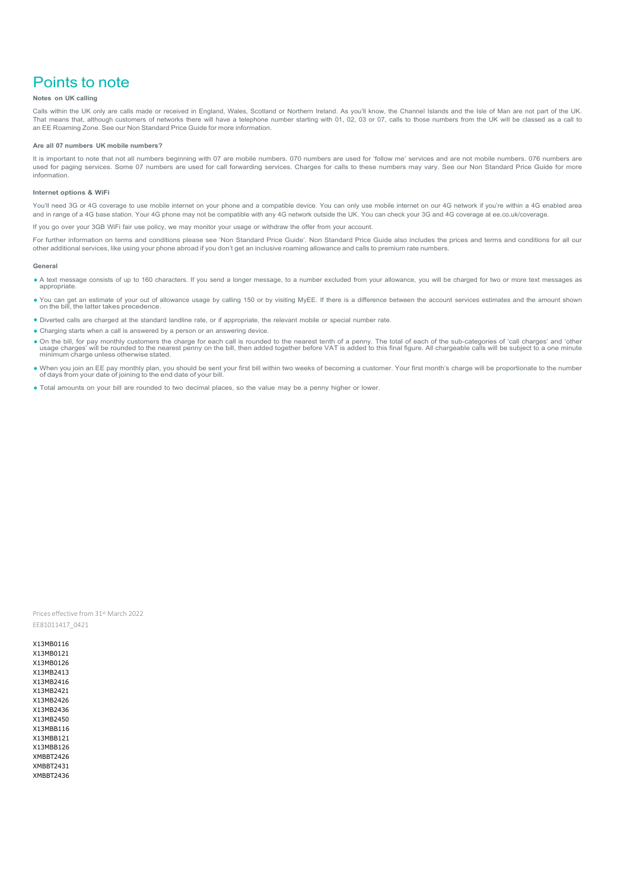# Points to note

### Notes on UK calling

Calls within the UK only are calls made or received in England, Wales, Scotland or Northern Ireland. As you'll know, the Channel Islands and the Isle of Man are not part of the UK. That means that, although customers of networks there will have a telephone number starting with 01, 02, 03 or 07, calls to those numbers from the UK will be classed as a call to an EE Roaming Zone. See our Non Standard Price Guide for more information.

### Are all 07 numbers UK mobile numbers?

It is important to note that not all numbers beginning with 07 are mobile numbers. 070 numbers are used for 'follow me' services and are not mobile numbers. 076 numbers are used for paging services. Some 07 numbers are used for call forwarding services. Charges for calls to these numbers may vary. See our Non Standard Price Guide for more information.

### Internet options & WiFi

You'll need 3G or 4G coverage to use mobile internet on your phone and a compatible device. You can only use mobile internet on our 4G network if you're within a 4G enabled area and in range of a 4G base station. Your 4G phone may not be compatible with any 4G network outside the UK. You can check your 3G and 4G coverage at ee.co.uk/coverage.

If you go over your 3GB WiFi fair use policy, we may monitor your usage or withdraw the offer from your account.

For further information on terms and conditions please see 'Non Standard Price Guide'. Non Standard Price Guide also includes the prices and terms and conditions for all our other additional services, like using your phone abroad if you don't get an inclusive roaming allowance and calls to premium rate numbers.

### General

- A text message consists of up to 160 characters. If you send a longer message, to a number excluded from your allowance, you will be charged for two or more text messages as appropriate.
- You can get an estimate of your out of allowance usage by calling 150 or by visiting MyEE. If there is a difference between the account services estimates and the amount shown on the bill, the latter takes precedence.
- Diverted calls are charged at the standard landline rate, or if appropriate, the relevant mobile or special number rate.
- Charging starts when a call is answered by a person or an answering device.
- On the bill, for pay monthly customers the charge for each call is rounded to the nearest tenth of a penny. The total of each of the sub-categories of 'call charges' and 'other usage charges' will be rounded to the nearest penny on the bill, then added together before VAT is added to this final figure. All chargeable calls will be subject to a one minute minimum charge unless otherwise stated.
- When you join an EE pay monthly plan, you should be sent your first bill within two weeks of becoming a customer. Your first month's charge will be proportionate to the number of days from your date of joining to the end date of your bill.
- Total amounts on your bill are rounded to two decimal places, so the value may be a penny higher or lower.

Prices effective from 31st March 2022

EE81011417_0421

X13MB0116
X13MB0121
X13MB0126
X13MB2413
X13MB2416
X13MB2421
X13MB2426
X13MB2436
X13MB2450
X13MBB116
X13MBB121
X13MBB126
XMBBT2426
XMBBT2431
XMBBT2436